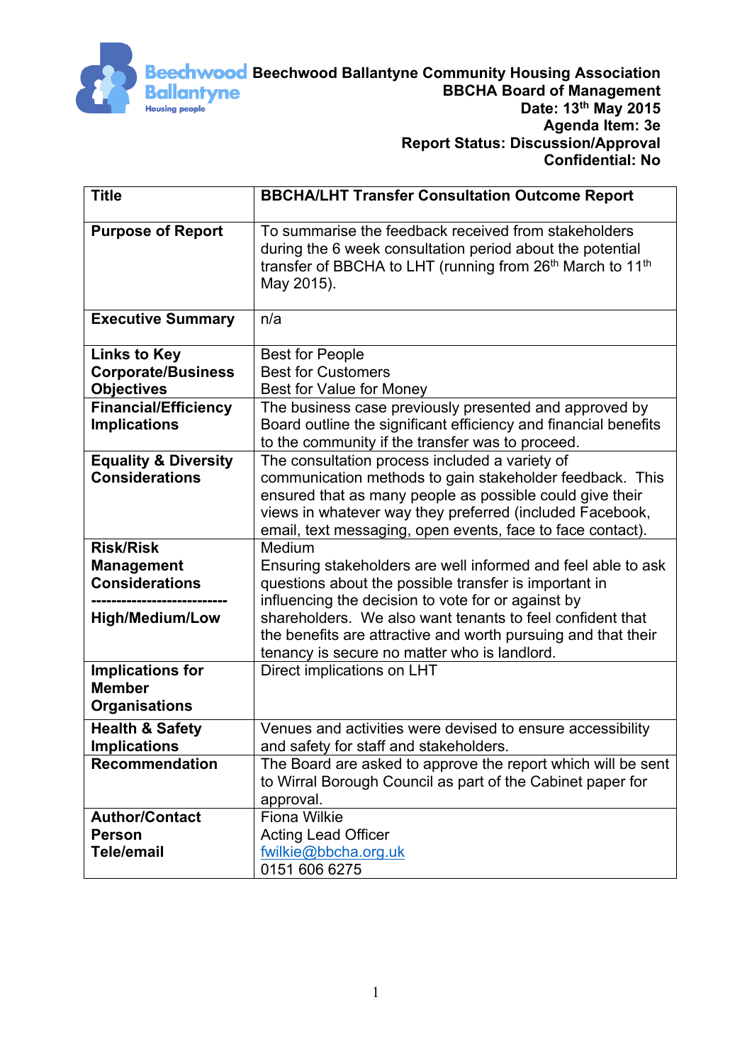**Beechwood Ballantyne Community Housing Association**
**BBCHA Board of Management**
**Date: 13th May 2015**
**Agenda Item: 3e**
**Report Status: Discussion/Approval**
**Confidential: No**

| **Title** | **BBCHA/LHT Transfer Consultation Outcome Report** |
|---|---|
| **Purpose of Report** | To summarise the feedback received from stakeholders during the 6 week consultation period about the potential transfer of BBCHA to LHT (running from 26th March to 11th May 2015). |
| **Executive Summary** | n/a |
| **Links to Key Corporate/Business Objectives** | Best for People<br>Best for Customers<br>Best for Value for Money |
| **Financial/Efficiency Implications** | The business case previously presented and approved by Board outline the significant efficiency and financial benefits to the community if the transfer was to proceed. |
| **Equality & Diversity Considerations** | The consultation process included a variety of communication methods to gain stakeholder feedback. This ensured that as many people as possible could give their views in whatever way they preferred (included Facebook, email, text messaging, open events, face to face contact). |
| **Risk/Risk Management Considerations**<br>---------------------------<br>**High/Medium/Low** | Medium<br>Ensuring stakeholders are well informed and feel able to ask questions about the possible transfer is important in influencing the decision to vote for or against by shareholders. We also want tenants to feel confident that the benefits are attractive and worth pursuing and that their tenancy is secure no matter who is landlord. |
| **Implications for Member Organisations** | Direct implications on LHT |
| **Health & Safety Implications** | Venues and activities were devised to ensure accessibility and safety for staff and stakeholders. |
| **Recommendation** | The Board are asked to approve the report which will be sent to Wirral Borough Council as part of the Cabinet paper for approval. |
| **Author/Contact Person Tele/email** | Fiona Wilkie<br>Acting Lead Officer<br>fwilkie@bbcha.org.uk<br>0151 606 6275 |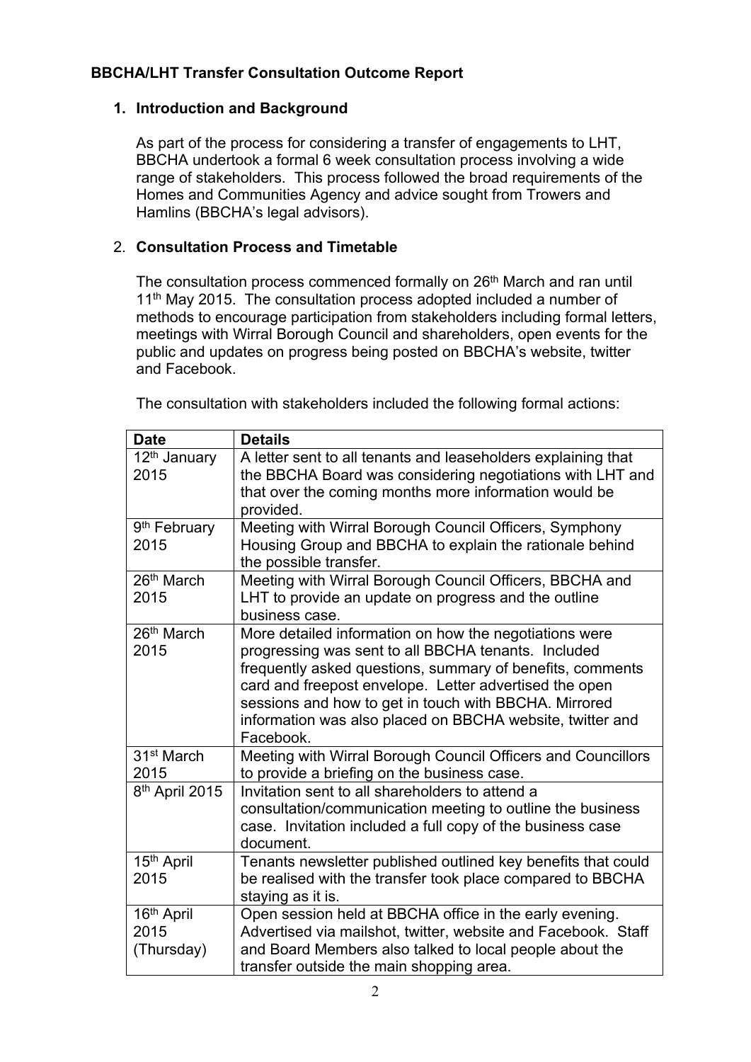**BBCHA/LHT Transfer Consultation Outcome Report**

1. **Introduction and Background**

   As part of the process for considering a transfer of engagements to LHT, BBCHA undertook a formal 6 week consultation process involving a wide range of stakeholders. This process followed the broad requirements of the Homes and Communities Agency and advice sought from Trowers and Hamlins (BBCHA's legal advisors).

2. **Consultation Process and Timetable**

   The consultation process commenced formally on 26th March and ran until 11th May 2015. The consultation process adopted included a number of methods to encourage participation from stakeholders including formal letters, meetings with Wirral Borough Council and shareholders, open events for the public and updates on progress being posted on BBCHA's website, twitter and Facebook.

   The consultation with stakeholders included the following formal actions:

| Date | Details |
|---|---|
| 12th January 2015 | A letter sent to all tenants and leaseholders explaining that the BBCHA Board was considering negotiations with LHT and that over the coming months more information would be provided. |
| 9th February 2015 | Meeting with Wirral Borough Council Officers, Symphony Housing Group and BBCHA to explain the rationale behind the possible transfer. |
| 26th March 2015 | Meeting with Wirral Borough Council Officers, BBCHA and LHT to provide an update on progress and the outline business case. |
| 26th March 2015 | More detailed information on how the negotiations were progressing was sent to all BBCHA tenants. Included frequently asked questions, summary of benefits, comments card and freepost envelope. Letter advertised the open sessions and how to get in touch with BBCHA. Mirrored information was also placed on BBCHA website, twitter and Facebook. |
| 31st March 2015 | Meeting with Wirral Borough Council Officers and Councillors to provide a briefing on the business case. |
| 8th April 2015 | Invitation sent to all shareholders to attend a consultation/communication meeting to outline the business case. Invitation included a full copy of the business case document. |
| 15th April 2015 | Tenants newsletter published outlined key benefits that could be realised with the transfer took place compared to BBCHA staying as it is. |
| 16th April 2015 (Thursday) | Open session held at BBCHA office in the early evening. Advertised via mailshot, twitter, website and Facebook. Staff and Board Members also talked to local people about the transfer outside the main shopping area. |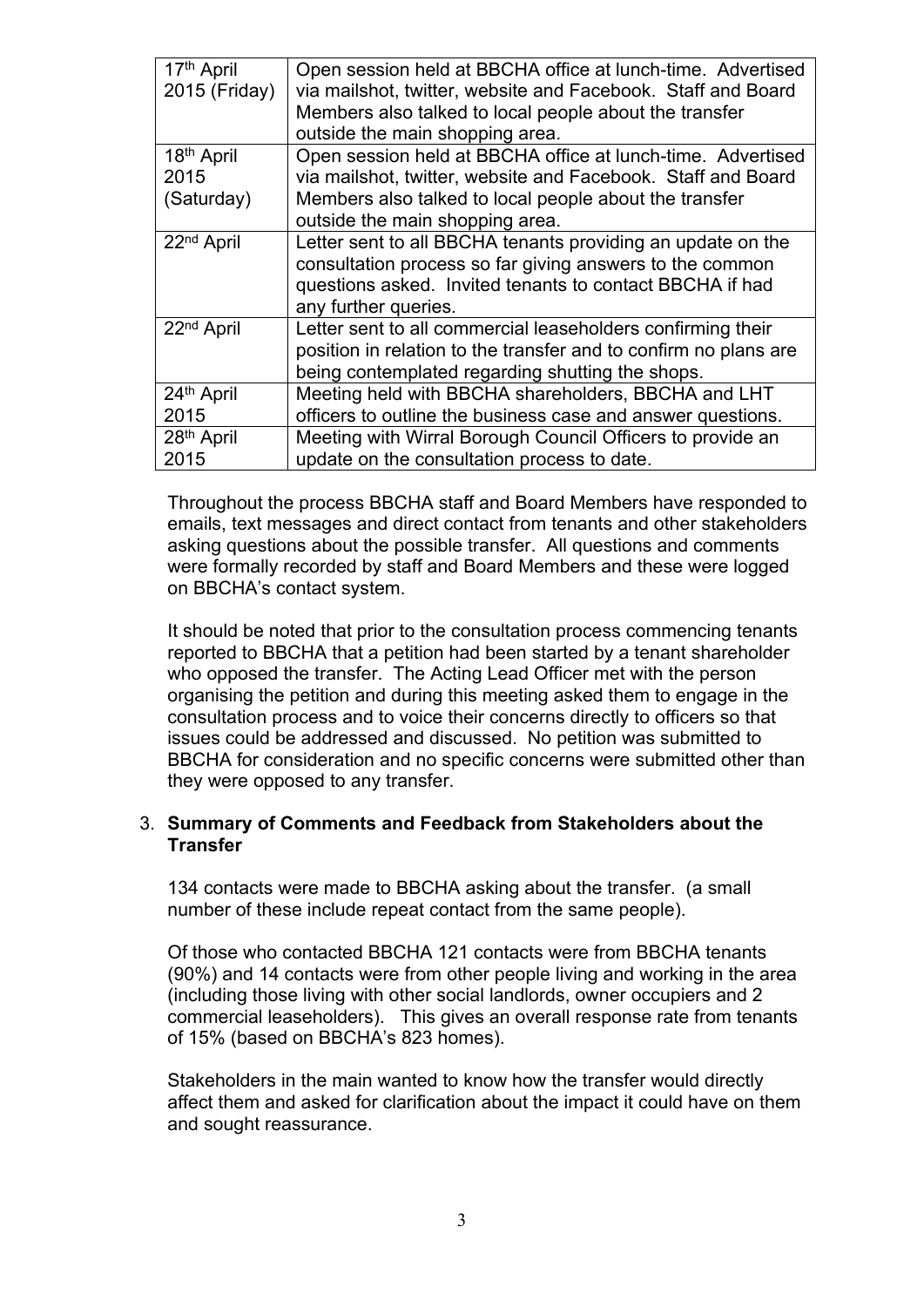| 17th April 2015 (Friday) | Open session held at BBCHA office at lunch-time. Advertised via mailshot, twitter, website and Facebook. Staff and Board Members also talked to local people about the transfer outside the main shopping area. |
| --- | --- |
| 18th April 2015 (Saturday) | Open session held at BBCHA office at lunch-time. Advertised via mailshot, twitter, website and Facebook. Staff and Board Members also talked to local people about the transfer outside the main shopping area. |
| 22nd April | Letter sent to all BBCHA tenants providing an update on the consultation process so far giving answers to the common questions asked. Invited tenants to contact BBCHA if had any further queries. |
| 22nd April | Letter sent to all commercial leaseholders confirming their position in relation to the transfer and to confirm no plans are being contemplated regarding shutting the shops. |
| 24th April 2015 | Meeting held with BBCHA shareholders, BBCHA and LHT officers to outline the business case and answer questions. |
| 28th April 2015 | Meeting with Wirral Borough Council Officers to provide an update on the consultation process to date. |

Throughout the process BBCHA staff and Board Members have responded to emails, text messages and direct contact from tenants and other stakeholders asking questions about the possible transfer. All questions and comments were formally recorded by staff and Board Members and these were logged on BBCHA's contact system.

It should be noted that prior to the consultation process commencing tenants reported to BBCHA that a petition had been started by a tenant shareholder who opposed the transfer. The Acting Lead Officer met with the person organising the petition and during this meeting asked them to engage in the consultation process and to voice their concerns directly to officers so that issues could be addressed and discussed. No petition was submitted to BBCHA for consideration and no specific concerns were submitted other than they were opposed to any transfer.

3. **Summary of Comments and Feedback from Stakeholders about the Transfer**

134 contacts were made to BBCHA asking about the transfer. (a small number of these include repeat contact from the same people).

Of those who contacted BBCHA 121 contacts were from BBCHA tenants (90%) and 14 contacts were from other people living and working in the area (including those living with other social landlords, owner occupiers and 2 commercial leaseholders). This gives an overall response rate from tenants of 15% (based on BBCHA's 823 homes).

Stakeholders in the main wanted to know how the transfer would directly affect them and asked for clarification about the impact it could have on them and sought reassurance.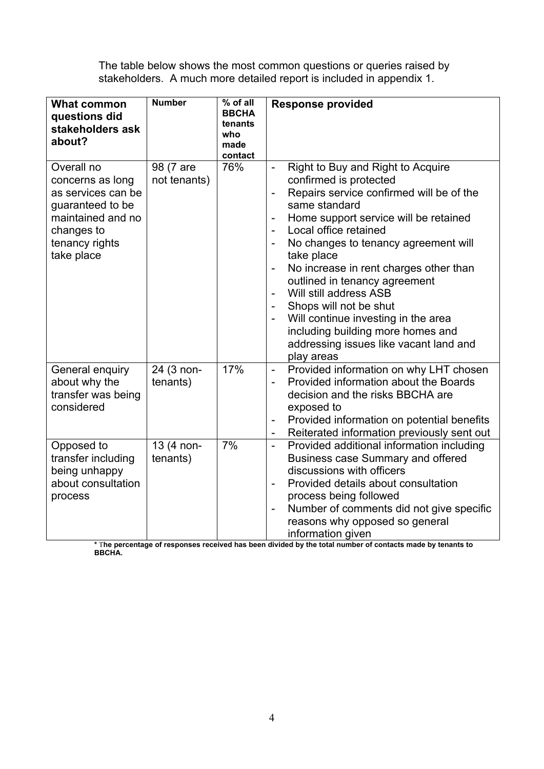The table below shows the most common questions or queries raised by stakeholders. A much more detailed report is included in appendix 1.

| What common questions did stakeholders ask about? | Number | % of all BBCHA tenants who made contact | Response provided |
|---|---|---|---|
| Overall no concerns as long as services can be guaranteed to be maintained and no changes to tenancy rights take place | 98 (7 are not tenants) | 76% | - Right to Buy and Right to Acquire confirmed is protected<br>- Repairs service confirmed will be of the same standard<br>- Home support service will be retained<br>- Local office retained<br>- No changes to tenancy agreement will take place<br>- No increase in rent charges other than outlined in tenancy agreement<br>- Will still address ASB<br>- Shops will not be shut<br>- Will continue investing in the area including building more homes and addressing issues like vacant land and play areas |
| General enquiry about why the transfer was being considered | 24 (3 non-tenants) | 17% | - Provided information on why LHT chosen<br>- Provided information about the Boards decision and the risks BBCHA are exposed to<br>- Provided information on potential benefits<br>- Reiterated information previously sent out |
| Opposed to transfer including being unhappy about consultation process | 13 (4 non-tenants) | 7% | - Provided additional information including Business case Summary and offered discussions with officers<br>- Provided details about consultation process being followed<br>- Number of comments did not give specific reasons why opposed so general information given |

**\* The percentage of responses received has been divided by the total number of contacts made by tenants to BBCHA.**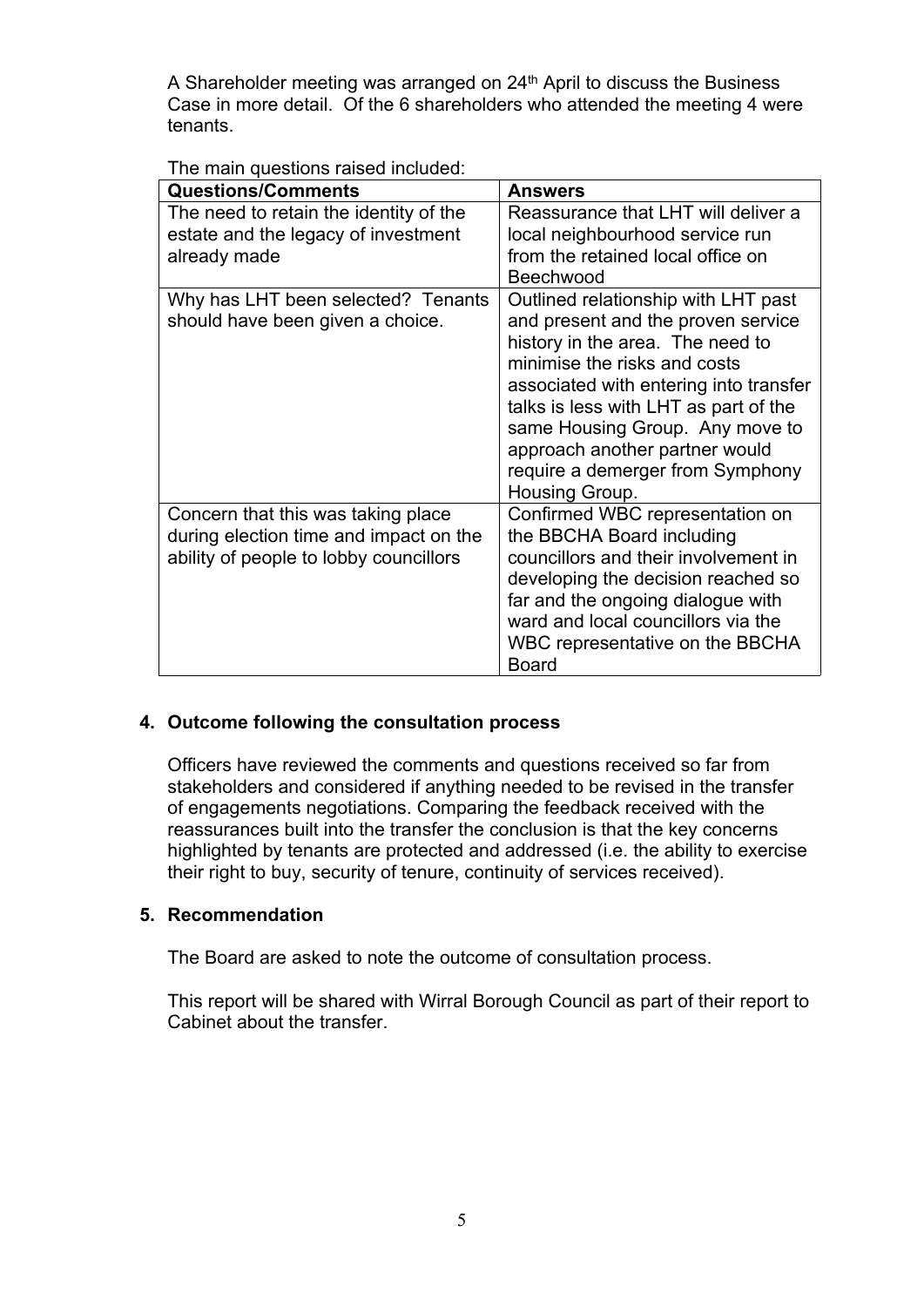A Shareholder meeting was arranged on 24th April to discuss the Business Case in more detail. Of the 6 shareholders who attended the meeting 4 were tenants.

The main questions raised included:

| Questions/Comments | Answers |
|---|---|
| The need to retain the identity of the estate and the legacy of investment already made | Reassurance that LHT will deliver a local neighbourhood service run from the retained local office on Beechwood |
| Why has LHT been selected? Tenants should have been given a choice. | Outlined relationship with LHT past and present and the proven service history in the area. The need to minimise the risks and costs associated with entering into transfer talks is less with LHT as part of the same Housing Group. Any move to approach another partner would require a demerger from Symphony Housing Group. |
| Concern that this was taking place during election time and impact on the ability of people to lobby councillors | Confirmed WBC representation on the BBCHA Board including councillors and their involvement in developing the decision reached so far and the ongoing dialogue with ward and local councillors via the WBC representative on the BBCHA Board |

## 4. Outcome following the consultation process

Officers have reviewed the comments and questions received so far from stakeholders and considered if anything needed to be revised in the transfer of engagements negotiations. Comparing the feedback received with the reassurances built into the transfer the conclusion is that the key concerns highlighted by tenants are protected and addressed (i.e. the ability to exercise their right to buy, security of tenure, continuity of services received).

## 5. Recommendation

The Board are asked to note the outcome of consultation process.

This report will be shared with Wirral Borough Council as part of their report to Cabinet about the transfer.